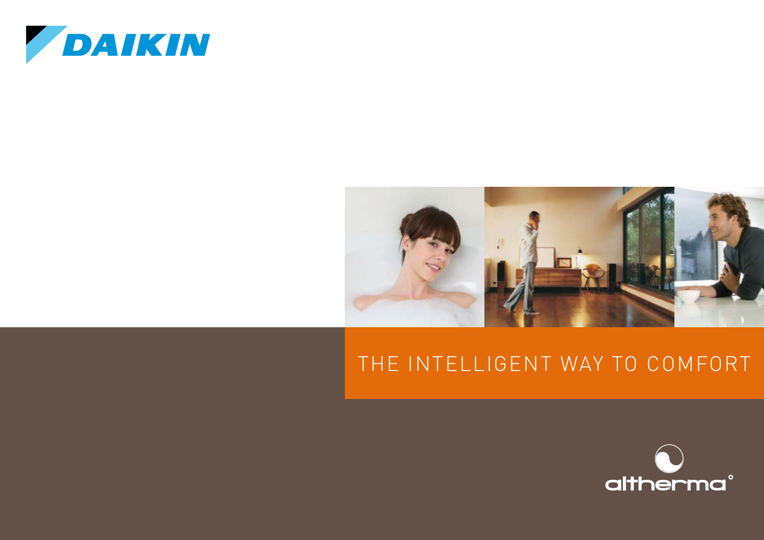DAIKIN

# THE INTELLIGENT WAY TO COMFORT

altherma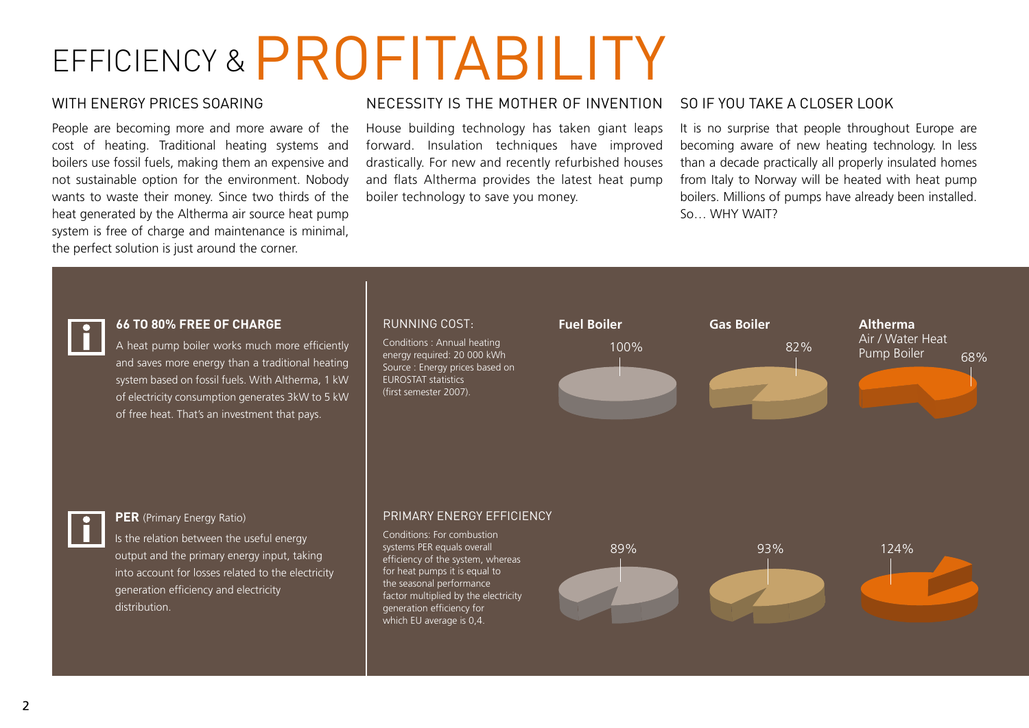# EFFICIENCY & PROFITABILITY

## WITH ENERGY PRICES SOARING

People are becoming more and more aware of the cost of heating. Traditional heating systems and boilers use fossil fuels, making them an expensive and not sustainable option for the environment. Nobody wants to waste their money. Since two thirds of the heat generated by the Altherma air source heat pump system is free of charge and maintenance is minimal, the perfect solution is just around the corner.

## NECESSITY IS THE MOTHER OF INVENTION

House building technology has taken giant leaps forward. Insulation techniques have improved drastically. For new and recently refurbished houses and flats Altherma provides the latest heat pump boiler technology to save you money.

## SO IF YOU TAKE A CLOSER LOOK

It is no surprise that people throughout Europe are becoming aware of new heating technology. In less than a decade practically all properly insulated homes from Italy to Norway will be heated with heat pump boilers. Millions of pumps have already been installed. So… WHY WAIT?

### 66 TO 80% FREE OF CHARGE

A heat pump boiler works much more efficiently and saves more energy than a traditional heating system based on fossil fuels. With Altherma, 1 kW of electricity consumption generates 3kW to 5 kW of free heat. That's an investment that pays.

### RUNNING COST:

Conditions : Annual heating energy required: 20 000 kWh
Source : Energy prices based on EUROSTAT statistics (first semester 2007).

| | Fuel Boiler | Gas Boiler | Altherma Air / Water Heat Pump Boiler |
|---|---|---|---|
| Running cost | 100% | 82% | 68% |

### PER (Primary Energy Ratio)

Is the relation between the useful energy output and the primary energy input, taking into account for losses related to the electricity generation efficiency and electricity distribution.

### PRIMARY ENERGY EFFICIENCY

Conditions: For combustion systems PER equals overall efficiency of the system, whereas for heat pumps it is equal to the seasonal performance factor multiplied by the electricity generation efficiency for which EU average is 0,4.

| | Fuel Boiler | Gas Boiler | Altherma Air / Water Heat Pump Boiler |
|---|---|---|---|
| Primary energy efficiency | 89% | 93% | 124% |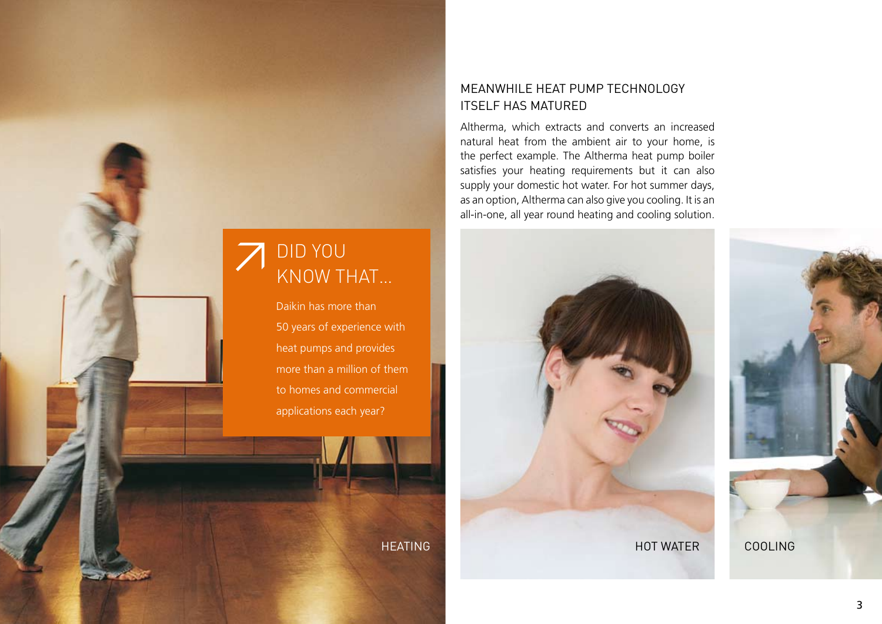## MEANWHILE HEAT PUMP TECHNOLOGY ITSELF HAS MATURED

Altherma, which extracts and converts an increased natural heat from the ambient air to your home, is the perfect example. The Altherma heat pump boiler satisfies your heating requirements but it can also supply your domestic hot water. For hot summer days, as an option, Altherma can also give you cooling. It is an all-in-one, all year round heating and cooling solution.

### DID YOU KNOW THAT...

Daikin has more than 50 years of experience with heat pumps and provides more than a million of them to homes and commercial applications each year?

HEATING

HOT WATER

COOLING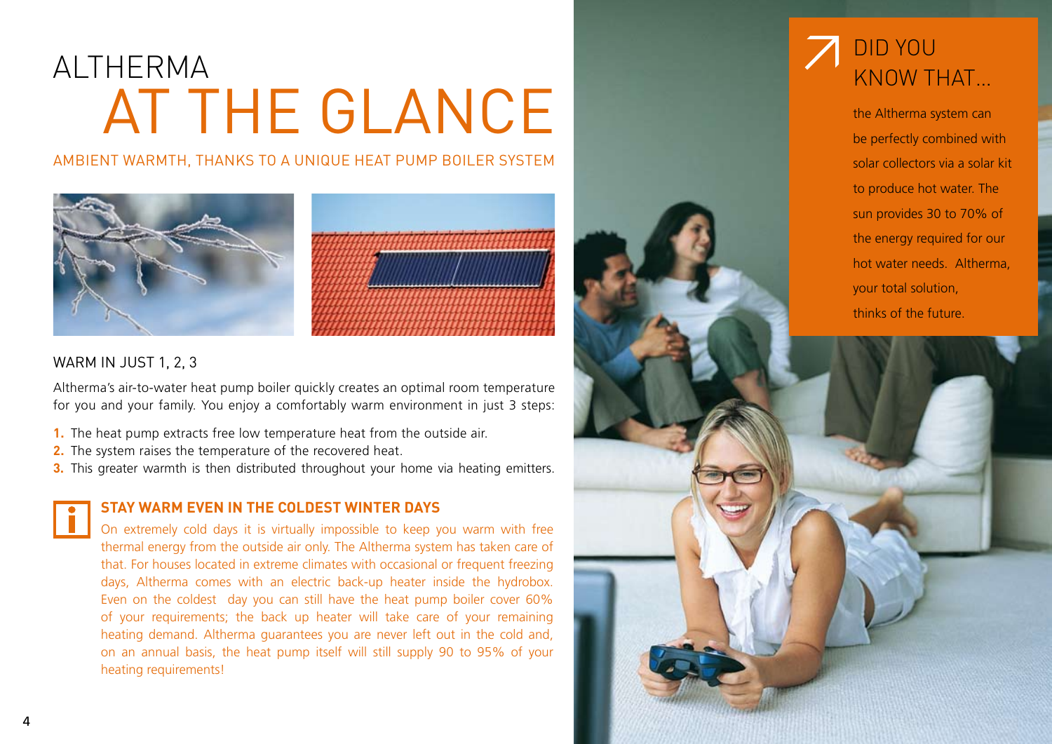# ALTHERMA AT THE GLANCE

AMBIENT WARMTH, THANKS TO A UNIQUE HEAT PUMP BOILER SYSTEM

## WARM IN JUST 1, 2, 3

Altherma's air-to-water heat pump boiler quickly creates an optimal room temperature for you and your family. You enjoy a comfortably warm environment in just 3 steps:

1. The heat pump extracts free low temperature heat from the outside air.
2. The system raises the temperature of the recovered heat.
3. This greater warmth is then distributed throughout your home via heating emitters.

### STAY WARM EVEN IN THE COLDEST WINTER DAYS

On extremely cold days it is virtually impossible to keep you warm with free thermal energy from the outside air only. The Altherma system has taken care of that. For houses located in extreme climates with occasional or frequent freezing days, Altherma comes with an electric back-up heater inside the hydrobox. Even on the coldest day you can still have the heat pump boiler cover 60% of your requirements; the back up heater will take care of your remaining heating demand. Altherma guarantees you are never left out in the cold and, on an annual basis, the heat pump itself will still supply 90 to 95% of your heating requirements!

## DID YOU KNOW THAT...

the Altherma system can be perfectly combined with solar collectors via a solar kit to produce hot water. The sun provides 30 to 70% of the energy required for our hot water needs. Altherma, your total solution, thinks of the future.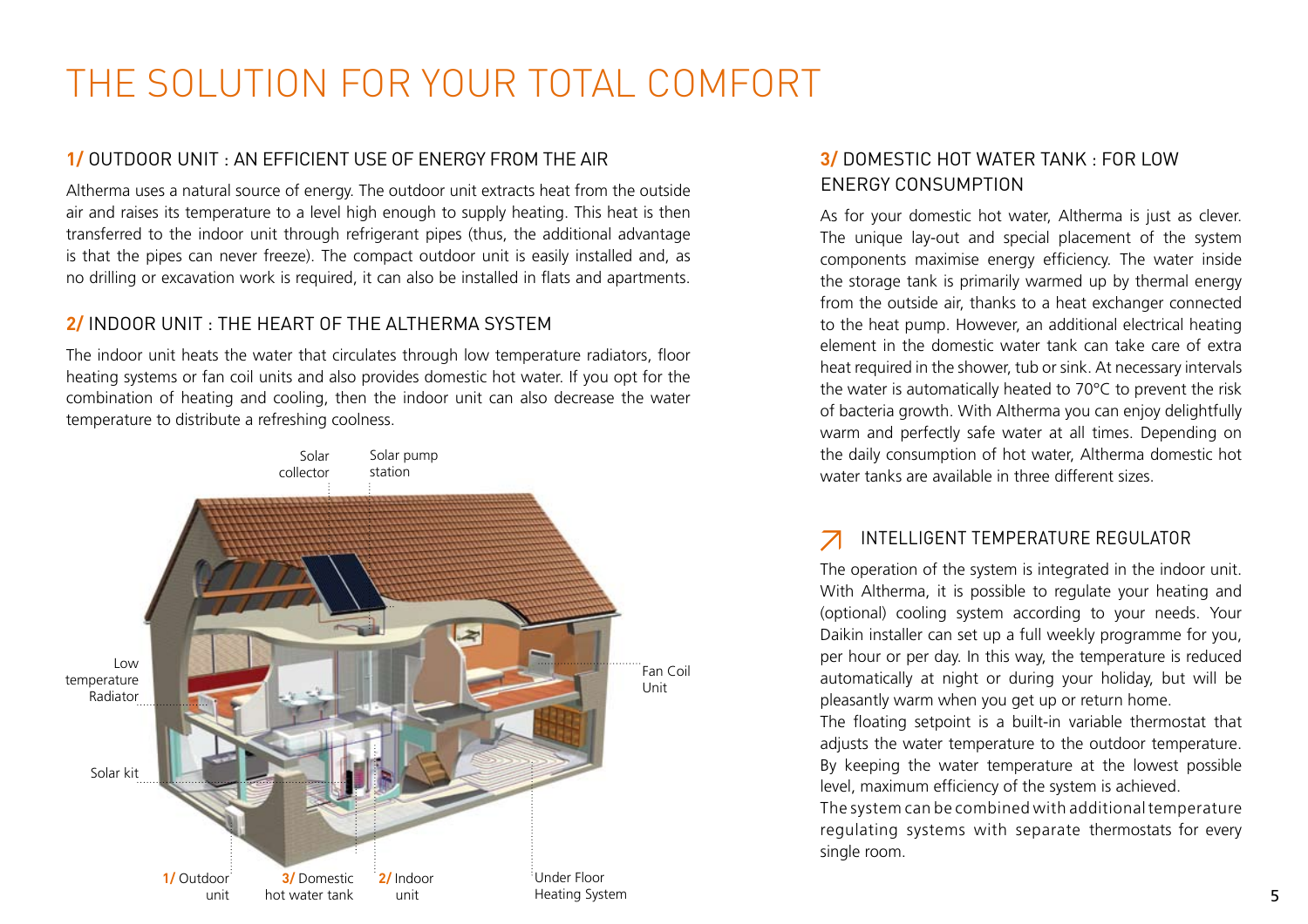# THE SOLUTION FOR YOUR TOTAL COMFORT

## 1/ OUTDOOR UNIT : AN EFFICIENT USE OF ENERGY FROM THE AIR

Altherma uses a natural source of energy. The outdoor unit extracts heat from the outside air and raises its temperature to a level high enough to supply heating. This heat is then transferred to the indoor unit through refrigerant pipes (thus, the additional advantage is that the pipes can never freeze). The compact outdoor unit is easily installed and, as no drilling or excavation work is required, it can also be installed in flats and apartments.

## 2/ INDOOR UNIT : THE HEART OF THE ALTHERMA SYSTEM

The indoor unit heats the water that circulates through low temperature radiators, floor heating systems or fan coil units and also provides domestic hot water. If you opt for the combination of heating and cooling, then the indoor unit can also decrease the water temperature to distribute a refreshing coolness.

Solar collector
Solar pump station
Low temperature Radiator
Fan Coil Unit
Solar kit
1/ Outdoor unit
3/ Domestic hot water tank
2/ Indoor unit
Under Floor Heating System

## 3/ DOMESTIC HOT WATER TANK : FOR LOW ENERGY CONSUMPTION

As for your domestic hot water, Altherma is just as clever. The unique lay-out and special placement of the system components maximise energy efficiency. The water inside the storage tank is primarily warmed up by thermal energy from the outside air, thanks to a heat exchanger connected to the heat pump. However, an additional electrical heating element in the domestic water tank can take care of extra heat required in the shower, tub or sink. At necessary intervals the water is automatically heated to 70°C to prevent the risk of bacteria growth. With Altherma you can enjoy delightfully warm and perfectly safe water at all times. Depending on the daily consumption of hot water, Altherma domestic hot water tanks are available in three different sizes.

## INTELLIGENT TEMPERATURE REGULATOR

The operation of the system is integrated in the indoor unit. With Altherma, it is possible to regulate your heating and (optional) cooling system according to your needs. Your Daikin installer can set up a full weekly programme for you, per hour or per day. In this way, the temperature is reduced automatically at night or during your holiday, but will be pleasantly warm when you get up or return home.

The floating setpoint is a built-in variable thermostat that adjusts the water temperature to the outdoor temperature. By keeping the water temperature at the lowest possible level, maximum efficiency of the system is achieved.

The system can be combined with additional temperature regulating systems with separate thermostats for every single room.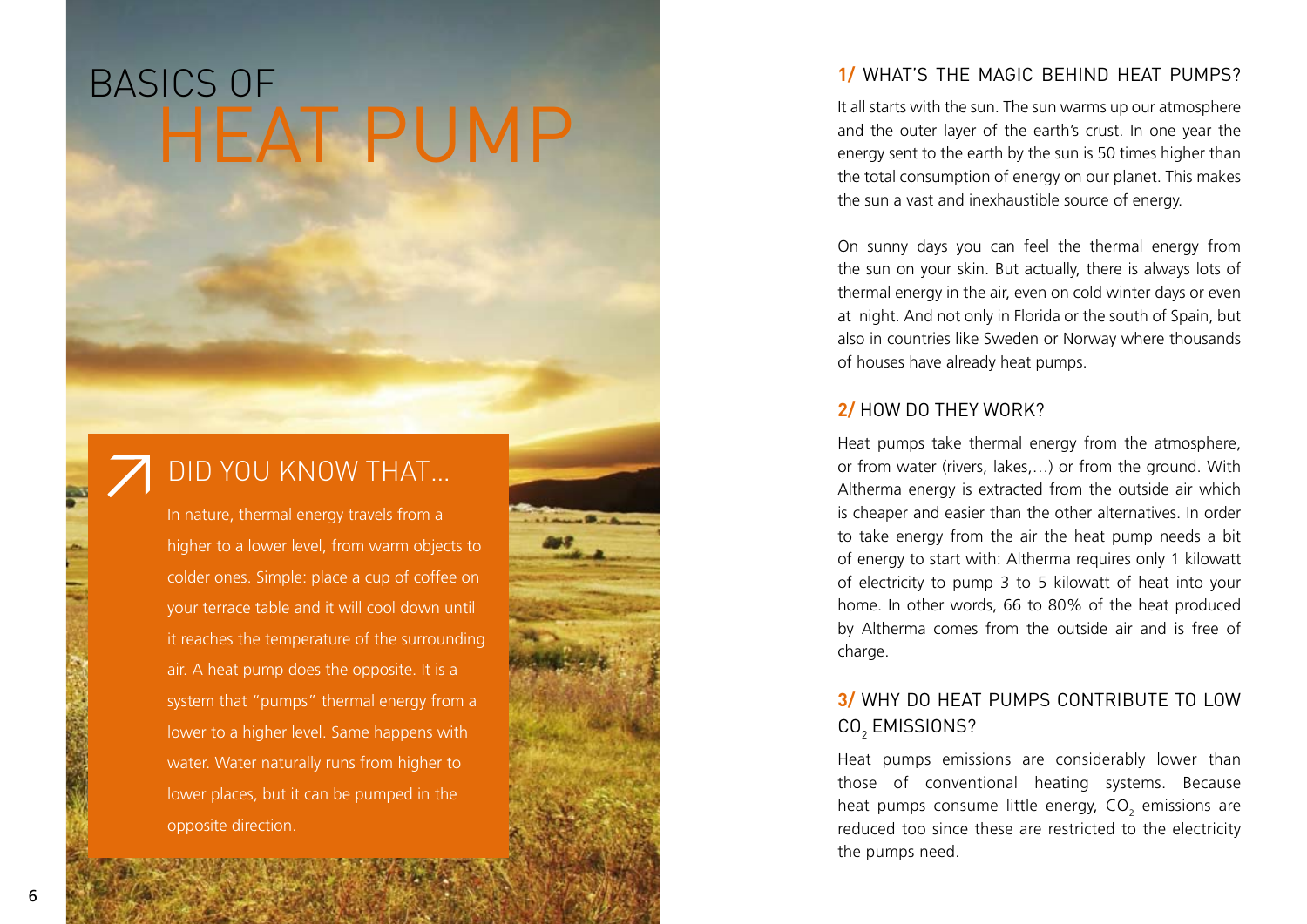# BASICS OF HEAT PUMP

## DID YOU KNOW THAT…

In nature, thermal energy travels from a higher to a lower level, from warm objects to colder ones. Simple: place a cup of coffee on your terrace table and it will cool down until it reaches the temperature of the surrounding air. A heat pump does the opposite. It is a system that "pumps" thermal energy from a lower to a higher level. Same happens with water. Water naturally runs from higher to lower places, but it can be pumped in the opposite direction.

## 1/ WHAT'S THE MAGIC BEHIND HEAT PUMPS?

It all starts with the sun. The sun warms up our atmosphere and the outer layer of the earth's crust. In one year the energy sent to the earth by the sun is 50 times higher than the total consumption of energy on our planet. This makes the sun a vast and inexhaustible source of energy.

On sunny days you can feel the thermal energy from the sun on your skin. But actually, there is always lots of thermal energy in the air, even on cold winter days or even at night. And not only in Florida or the south of Spain, but also in countries like Sweden or Norway where thousands of houses have already heat pumps.

## 2/ HOW DO THEY WORK?

Heat pumps take thermal energy from the atmosphere, or from water (rivers, lakes,…) or from the ground. With Altherma energy is extracted from the outside air which is cheaper and easier than the other alternatives. In order to take energy from the air the heat pump needs a bit of energy to start with: Altherma requires only 1 kilowatt of electricity to pump 3 to 5 kilowatt of heat into your home. In other words, 66 to 80% of the heat produced by Altherma comes from the outside air and is free of charge.

## 3/ WHY DO HEAT PUMPS CONTRIBUTE TO LOW $CO_2$ EMISSIONS?

Heat pumps emissions are considerably lower than those of conventional heating systems. Because heat pumps consume little energy, $CO_2$ emissions are reduced too since these are restricted to the electricity the pumps need.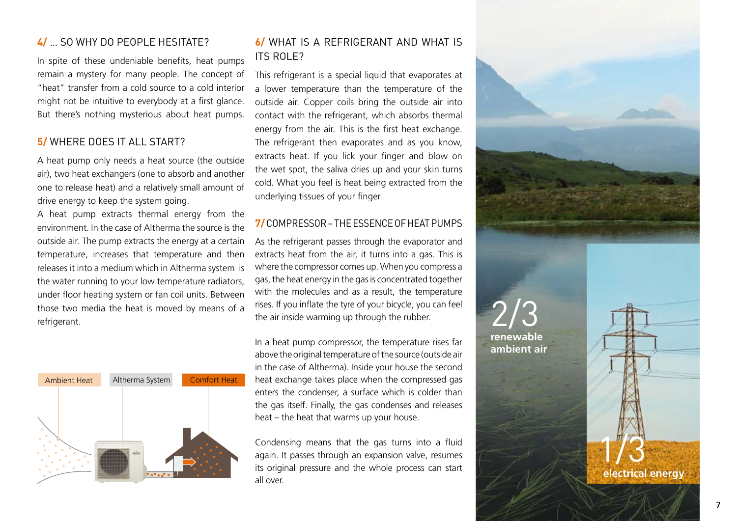## 4/ ... SO WHY DO PEOPLE HESITATE?

In spite of these undeniable benefits, heat pumps remain a mystery for many people. The concept of "heat" transfer from a cold source to a cold interior might not be intuitive to everybody at a first glance. But there's nothing mysterious about heat pumps.

## 5/ WHERE DOES IT ALL START?

A heat pump only needs a heat source (the outside air), two heat exchangers (one to absorb and another one to release heat) and a relatively small amount of drive energy to keep the system going.

A heat pump extracts thermal energy from the environment. In the case of Altherma the source is the outside air. The pump extracts the energy at a certain temperature, increases that temperature and then releases it into a medium which in Altherma system is the water running to your low temperature radiators, under floor heating system or fan coil units. Between those two media the heat is moved by means of a refrigerant.

Ambient Heat | Altherma System | Comfort Heat

## 6/ WHAT IS A REFRIGERANT AND WHAT IS ITS ROLE?

This refrigerant is a special liquid that evaporates at a lower temperature than the temperature of the outside air. Copper coils bring the outside air into contact with the refrigerant, which absorbs thermal energy from the air. This is the first heat exchange. The refrigerant then evaporates and as you know, extracts heat. If you lick your finger and blow on the wet spot, the saliva dries up and your skin turns cold. What you feel is heat being extracted from the underlying tissues of your finger

## 7/ COMPRESSOR – THE ESSENCE OF HEAT PUMPS

As the refrigerant passes through the evaporator and extracts heat from the air, it turns into a gas. This is where the compressor comes up. When you compress a gas, the heat energy in the gas is concentrated together with the molecules and as a result, the temperature rises. If you inflate the tyre of your bicycle, you can feel the air inside warming up through the rubber.

In a heat pump compressor, the temperature rises far above the original temperature of the source (outside air in the case of Altherma). Inside your house the second heat exchange takes place when the compressed gas enters the condenser, a surface which is colder than the gas itself. Finally, the gas condenses and releases heat – the heat that warms up your house.

Condensing means that the gas turns into a fluid again. It passes through an expansion valve, resumes its original pressure and the whole process can start all over.

2/3 **renewable ambient air**

1/3 **electrical energy**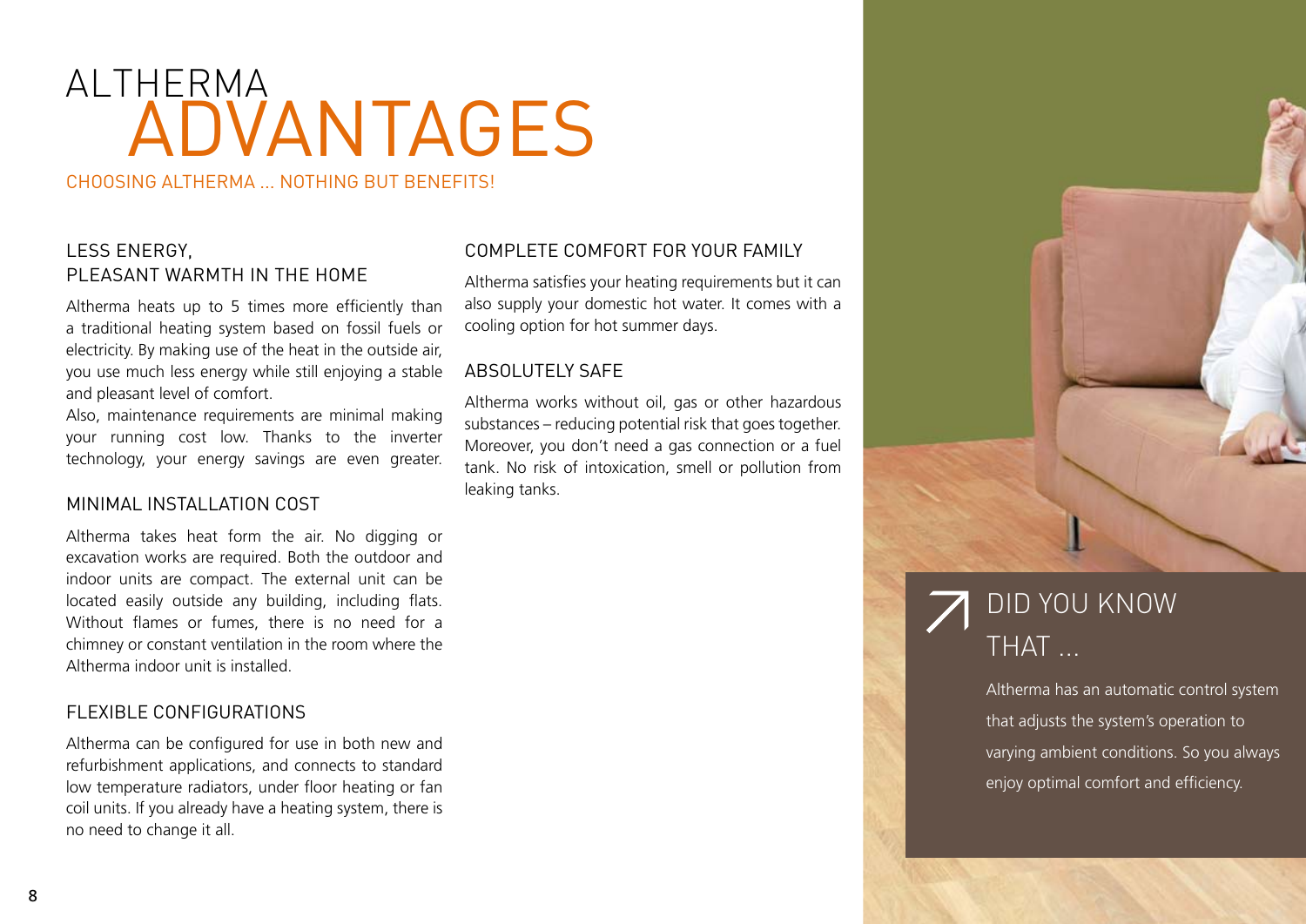# ALTHERMA ADVANTAGES

CHOOSING ALTHERMA ... NOTHING BUT BENEFITS!

## LESS ENERGY, PLEASANT WARMTH IN THE HOME

Altherma heats up to 5 times more efficiently than a traditional heating system based on fossil fuels or electricity. By making use of the heat in the outside air, you use much less energy while still enjoying a stable and pleasant level of comfort.

Also, maintenance requirements are minimal making your running cost low. Thanks to the inverter technology, your energy savings are even greater.

## MINIMAL INSTALLATION COST

Altherma takes heat form the air. No digging or excavation works are required. Both the outdoor and indoor units are compact. The external unit can be located easily outside any building, including flats. Without flames or fumes, there is no need for a chimney or constant ventilation in the room where the Altherma indoor unit is installed.

## FLEXIBLE CONFIGURATIONS

Altherma can be configured for use in both new and refurbishment applications, and connects to standard low temperature radiators, under floor heating or fan coil units. If you already have a heating system, there is no need to change it all.

## COMPLETE COMFORT FOR YOUR FAMILY

Altherma satisfies your heating requirements but it can also supply your domestic hot water. It comes with a cooling option for hot summer days.

## ABSOLUTELY SAFE

Altherma works without oil, gas or other hazardous substances – reducing potential risk that goes together. Moreover, you don't need a gas connection or a fuel tank. No risk of intoxication, smell or pollution from leaking tanks.

## DID YOU KNOW THAT ...

Altherma has an automatic control system that adjusts the system's operation to varying ambient conditions. So you always enjoy optimal comfort and efficiency.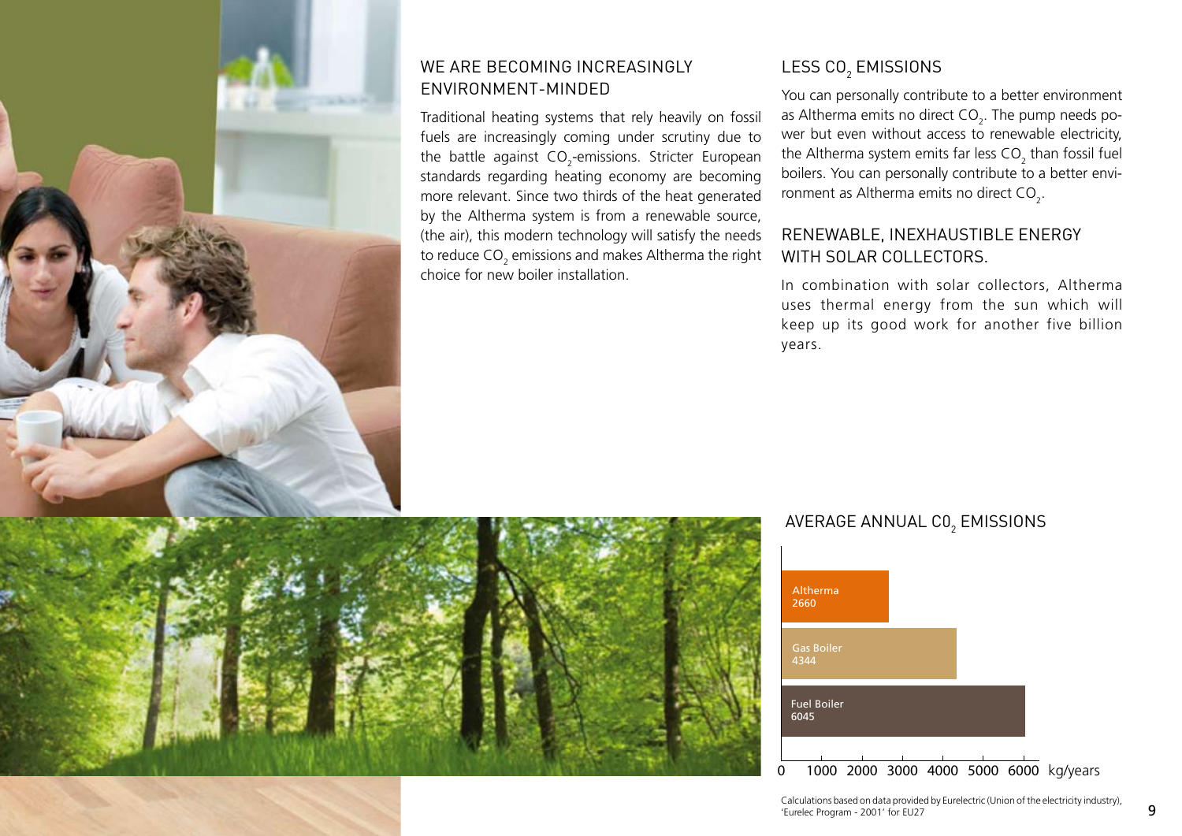## WE ARE BECOMING INCREASINGLY ENVIRONMENT-MINDED

Traditional heating systems that rely heavily on fossil fuels are increasingly coming under scrutiny due to the battle against $CO_2$-emissions. Stricter European standards regarding heating economy are becoming more relevant. Since two thirds of the heat generated by the Altherma system is from a renewable source, (the air), this modern technology will satisfy the needs to reduce $CO_2$ emissions and makes Altherma the right choice for new boiler installation.

## LESS $CO_2$ EMISSIONS

You can personally contribute to a better environment as Altherma emits no direct $CO_2$. The pump needs power but even without access to renewable electricity, the Altherma system emits far less $CO_2$ than fossil fuel boilers. You can personally contribute to a better environment as Altherma emits no direct $CO_2$.

## RENEWABLE, INEXHAUSTIBLE ENERGY WITH SOLAR COLLECTORS.

In combination with solar collectors, Altherma uses thermal energy from the sun which will keep up its good work for another five billion years.

## AVERAGE ANNUAL C0$_2$ EMISSIONS

| System | kg/years |
|---|---|
| Altherma | 2660 |
| Gas Boiler | 4344 |
| Fuel Boiler | 6045 |

Calculations based on data provided by Eurelectric (Union of the electricity industry), 'Eurelec Program - 2001' for EU27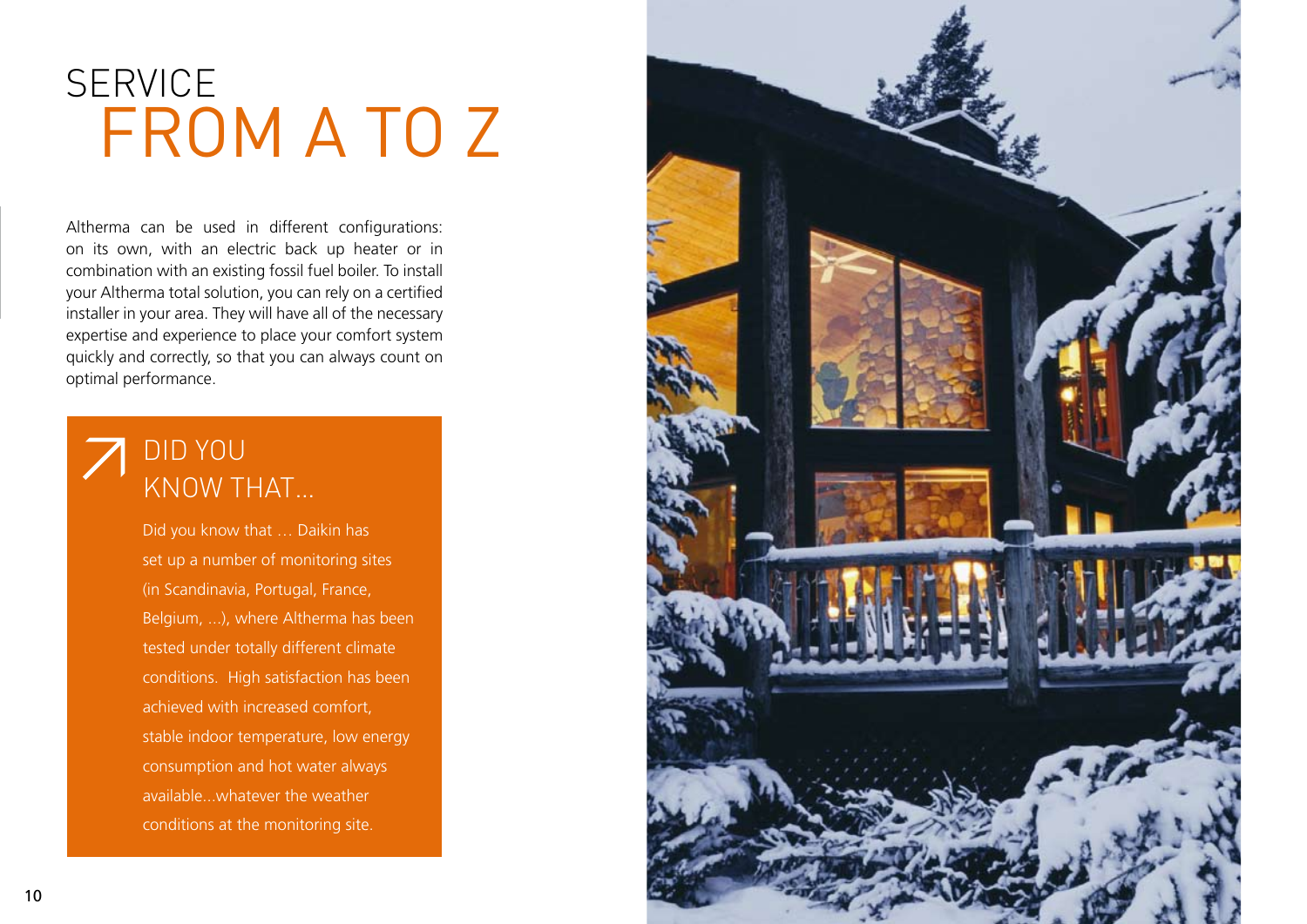# SERVICE FROM A TO Z

Altherma can be used in different configurations: on its own, with an electric back up heater or in combination with an existing fossil fuel boiler. To install your Altherma total solution, you can rely on a certified installer in your area. They will have all of the necessary expertise and experience to place your comfort system quickly and correctly, so that you can always count on optimal performance.

## DID YOU KNOW THAT...

Did you know that … Daikin has set up a number of monitoring sites (in Scandinavia, Portugal, France, Belgium, ...), where Altherma has been tested under totally different climate conditions. High satisfaction has been achieved with increased comfort, stable indoor temperature, low energy consumption and hot water always available...whatever the weather conditions at the monitoring site.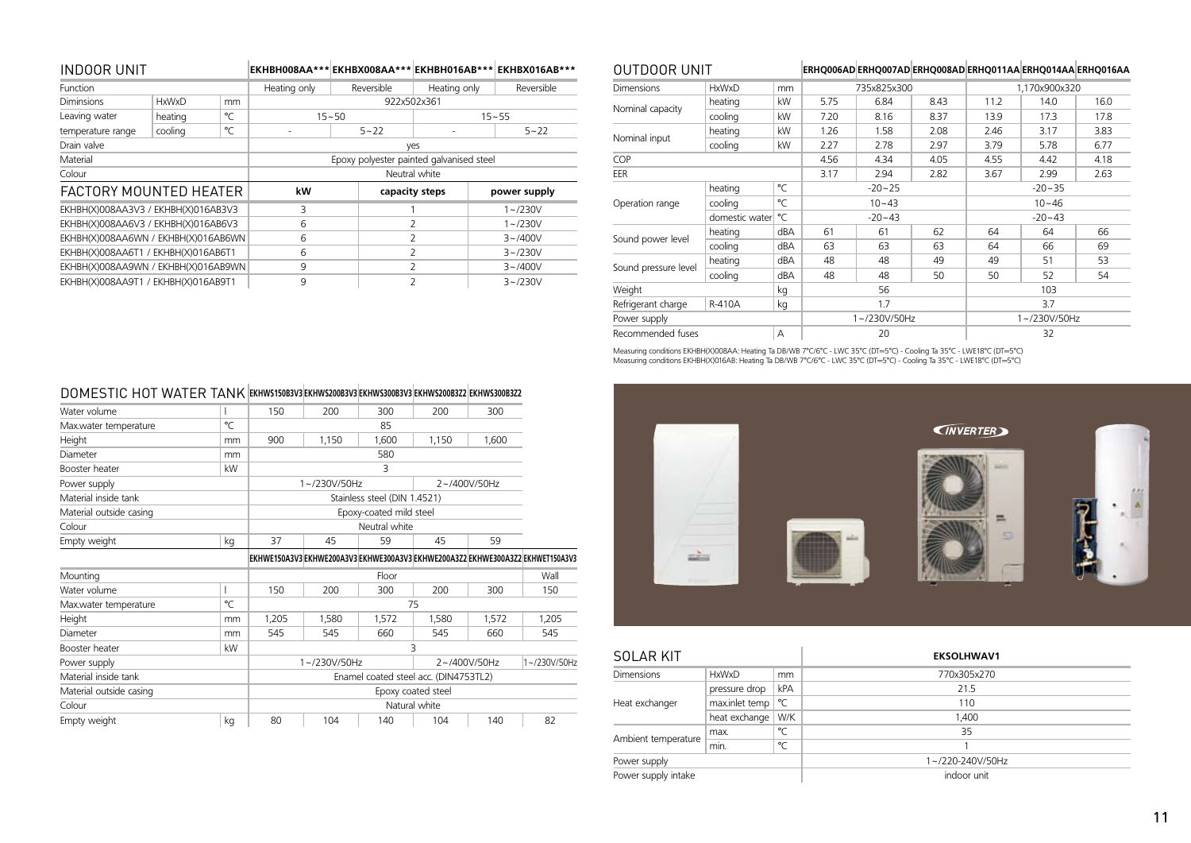## INDOOR UNIT

| INDOOR UNIT | | | EKHBH008AA*** | EKHBX008AA*** | EKHBH016AB*** | EKHBX016AB*** |
|---|---|---|---|---|---|---|
| Function | | | Heating only | Reversible | Heating only | Reversible |
| Diminsions | HxWxD | mm | 922x502x361 | | | |
| Leaving water temperature range | heating | °C | 15~50 | | 15~55 | |
| | cooling | °C | - | 5~22 | - | 5~22 |
| Drain valve | | | yes | | | |
| Material | | | Epoxy polyester painted galvanised steel | | | |
| Colour | | | Neutral white | | | |

## FACTORY MOUNTED HEATER

| FACTORY MOUNTED HEATER | kW | capacity steps | power supply |
|---|---|---|---|
| EKHBH(X)008AA3V3 / EKHBH(X)016AB3V3 | 3 | 1 | 1~/230V |
| EKHBH(X)008AA6V3 / EKHBH(X)016AB6V3 | 6 | 2 | 1~/230V |
| EKHBH(X)008AA6WN / EKHBH(X)016AB6WN | 6 | 2 | 3~/400V |
| EKHBH(X)008AA6T1 / EKHBH(X)016AB6T1 | 6 | 2 | 3~/230V |
| EKHBH(X)008AA9WN / EKHBH(X)016AB9WN | 9 | 2 | 3~/400V |
| EKHBH(X)008AA9T1 / EKHBH(X)016AB9T1 | 9 | 2 | 3~/230V |

## DOMESTIC HOT WATER TANK

| DOMESTIC HOT WATER TANK | | EKHWS150B3V3 | EKHWS200B3V3 | EKHWS300B3V3 | EKHWS200B3Z2 | EKHWS300B3Z2 |
|---|---|---|---|---|---|---|
| Water volume | l | 150 | 200 | 300 | 200 | 300 |
| Max.water temperature | °C | 85 | | | | |
| Height | mm | 900 | 1,150 | 1,600 | 1,150 | 1,600 |
| Diameter | mm | 580 | | | | |
| Booster heater | kW | 3 | | | | |
| Power supply | | 1~/230V/50Hz | | | 2~/400V/50Hz | |
| Material inside tank | | Stainless steel (DIN 1.4521) | | | | |
| Material outside casing | | Epoxy-coated mild steel | | | | |
| Colour | | Neutral white | | | | |
| Empty weight | kg | 37 | 45 | 59 | 45 | 59 |

| | | EKHWE150A3V3 | EKHWE200A3V3 | EKHWE300A3V3 | EKHWE200A3Z2 | EKHWE300A3Z2 | EKHWET150A3V3 |
|---|---|---|---|---|---|---|---|
| Mounting | | Floor | | | | | Wall |
| Water volume | l | 150 | 200 | 300 | 200 | 300 | 150 |
| Max.water temperature | °C | 75 | | | | | |
| Height | mm | 1,205 | 1,580 | 1,572 | 1,580 | 1,572 | 1,205 |
| Diameter | mm | 545 | 545 | 660 | 545 | 660 | 545 |
| Booster heater | kW | 3 | | | | | |
| Power supply | | 1~/230V/50Hz | | | 2~/400V/50Hz | | 1~/230V/50Hz |
| Material inside tank | | Enamel coated steel acc. (DIN4753TL2) | | | | | |
| Material outside casing | | Epoxy coated steel | | | | | |
| Colour | | Natural white | | | | | |
| Empty weight | kg | 80 | 104 | 140 | 104 | 140 | 82 |

## OUTDOOR UNIT

| OUTDOOR UNIT | | | ERHQ006AD | ERHQ007AD | ERHQ008AD | ERHQ011AA | ERHQ014AA | ERHQ016AA |
|---|---|---|---|---|---|---|---|---|
| Dimensions | HxWxD | mm | 735x825x300 | | | 1,170x900x320 | | |
| Nominal capacity | heating | kW | 5.75 | 6.84 | 8.43 | 11.2 | 14.0 | 16.0 |
| | cooling | kW | 7.20 | 8.16 | 8.37 | 13.9 | 17.3 | 17.8 |
| Nominal input | heating | kW | 1.26 | 1.58 | 2.08 | 2.46 | 3.17 | 3.83 |
| | cooling | kW | 2.27 | 2.78 | 2.97 | 3.79 | 5.78 | 6.77 |
| COP | | | 4.56 | 4.34 | 4.05 | 4.55 | 4.42 | 4.18 |
| EER | | | 3.17 | 2.94 | 2.82 | 3.67 | 2.99 | 2.63 |
| Operation range | heating | °C | -20~25 | | | -20~35 | | |
| | cooling | °C | 10~43 | | | 10~46 | | |
| | domestic water | °C | -20~43 | | | -20~43 | | |
| Sound power level | heating | dBA | 61 | 61 | 62 | 64 | 64 | 66 |
| | cooling | dBA | 63 | 63 | 63 | 64 | 66 | 69 |
| Sound pressure level | heating | dBA | 48 | 48 | 49 | 49 | 51 | 53 |
| | cooling | dBA | 48 | 48 | 50 | 50 | 52 | 54 |
| Weight | | kg | 56 | | | 103 | | |
| Refrigerant charge | R-410A | kg | 1.7 | | | 3.7 | | |
| Power supply | | | 1~/230V/50Hz | | | 1~/230V/50Hz | | |
| Recommended fuses | | A | 20 | | | 32 | | |

Measuring conditions EKHBH(X)008AA: Heating Ta DB/WB 7°C/6°C - LWC 35°C (DT=5°C) - Cooling Ta 35°C - LWE18°C (DT=5°C)
Measuring conditions EKHBH(X)016AB: Heating Ta DB/WB 7°C/6°C - LWC 35°C (DT=5°C) - Cooling Ta 35°C - LWE18°C (DT=5°C)

## SOLAR KIT

| SOLAR KIT | | | EKSOLHWAV1 |
|---|---|---|---|
| Dimensions | HxWxD | mm | 770x305x270 |
| Heat exchanger | pressure drop | kPA | 21.5 |
| | max.inlet temp | °C | 110 |
| | heat exchange | W/K | 1,400 |
| Ambient temperature | max. | °C | 35 |
| | min. | °C | 1 |
| Power supply | | | 1~/220-240V/50Hz |
| Power supply intake | | | indoor unit |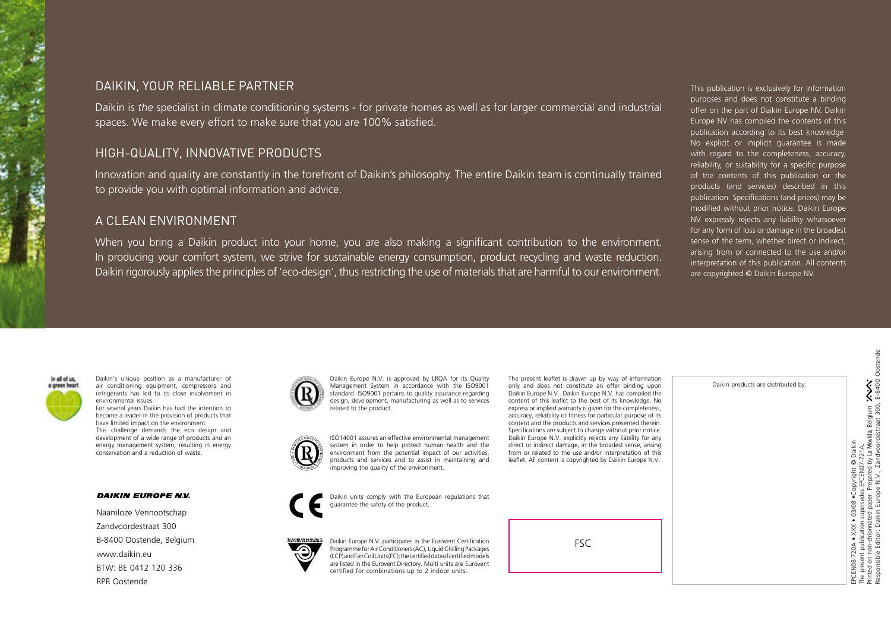## DAIKIN, YOUR RELIABLE PARTNER

Daikin is *the* specialist in climate conditioning systems - for private homes as well as for larger commercial and industrial spaces. We make every effort to make sure that you are 100% satisfied.

## HIGH-QUALITY, INNOVATIVE PRODUCTS

Innovation and quality are constantly in the forefront of Daikin's philosophy. The entire Daikin team is continually trained to provide you with optimal information and advice.

## A CLEAN ENVIRONMENT

When you bring a Daikin product into your home, you are also making a significant contribution to the environment. In producing your comfort system, we strive for sustainable energy consumption, product recycling and waste reduction. Daikin rigorously applies the principles of 'eco-design', thus restricting the use of materials that are harmful to our environment.

This publication is exclusively for information purposes and does not constitute a binding offer on the part of Daikin Europe NV. Daikin Europe NV has compiled the contents of this publication according to its best knowledge. No explicit or implicit guarantee is made with regard to the completeness, accuracy, reliability, or suitability for a specific purpose of the contents of this publication or the products (and services) described in this publication. Specifications (and prices) may be modified without prior notice. Daikin Europe NV expressly rejects any liability whatsoever for any form of loss or damage in the broadest sense of the term, whether direct or indirect, arising from or connected to the use and/or interpretation of this publication. All contents are copyrighted © Daikin Europe NV.

In all of us, a green heart

Daikin's unique position as a manufacturer of air conditioning equipment, compressors and refrigerants has led to its close involvement in environmental issues.
For several years Daikin has had the intention to become a leader in the provision of products that have limited impact on the environment.
This challenge demands the eco design and development of a wide range of products and an energy management system, resulting in energy conservation and a reduction of waste.

**DAIKIN EUROPE N.V.**

Naamloze Vennootschap
Zandvoordestraat 300
B-8400 Oostende, Belgium
www.daikin.eu
BTW: BE 0412 120 336
RPR Oostende

Daikin Europe N.V. is approved by LRQA for its Quality Management System in accordance with the ISO9001 standard. ISO9001 pertains to quality assurance regarding design, development, manufacturing as well as to services related to the product.

ISO14001 assures an effective environmental management system in order to help protect human health and the environment from the potential impact of our activities, products and services and to assist in maintaining and improving the quality of the environment.

Daikin units comply with the European regulations that guarantee the safety of the product.

Daikin Europe N.V. participates in the Eurovent Certification Programme for Air Conditioners (AC), Liquid Chilling Packages (LCP) and Fan Coil Units (FC); the certified data of certified models are listed in the Eurovent Directory. Multi units are Eurovent certified for combinations up to 2 indoor units.

The present leaflet is drawn up by way of information only and does not constitute an offer binding upon Daikin Europe N.V.. Daikin Europe N.V. has compiled the content of this leaflet to the best of its knowledge. No express or implied warranty is given for the completeness, accuracy, reliability or fitness for particular purpose of its content and the products and services presented therein. Specifications are subject to change without prior notice. Daikin Europe N.V. explicitly rejects any liability for any direct or indirect damage, in the broadest sense, arising from or related to the use and/or interpretation of this leaflet. All content is copyrighted by Daikin Europe N.V.

FSC

Daikin products are distributed by:

EPCEN08-720A • XXX • 03/08 •Copyright © Daikin
The present publication supersedes EPCEN07-721A.
Printed on non-chlorinated paper. Prepared by La Movida, Belgium
Responsible Editor: Daikin Europe N.V., Zandvoordestraat 300, B-8400 Oostende